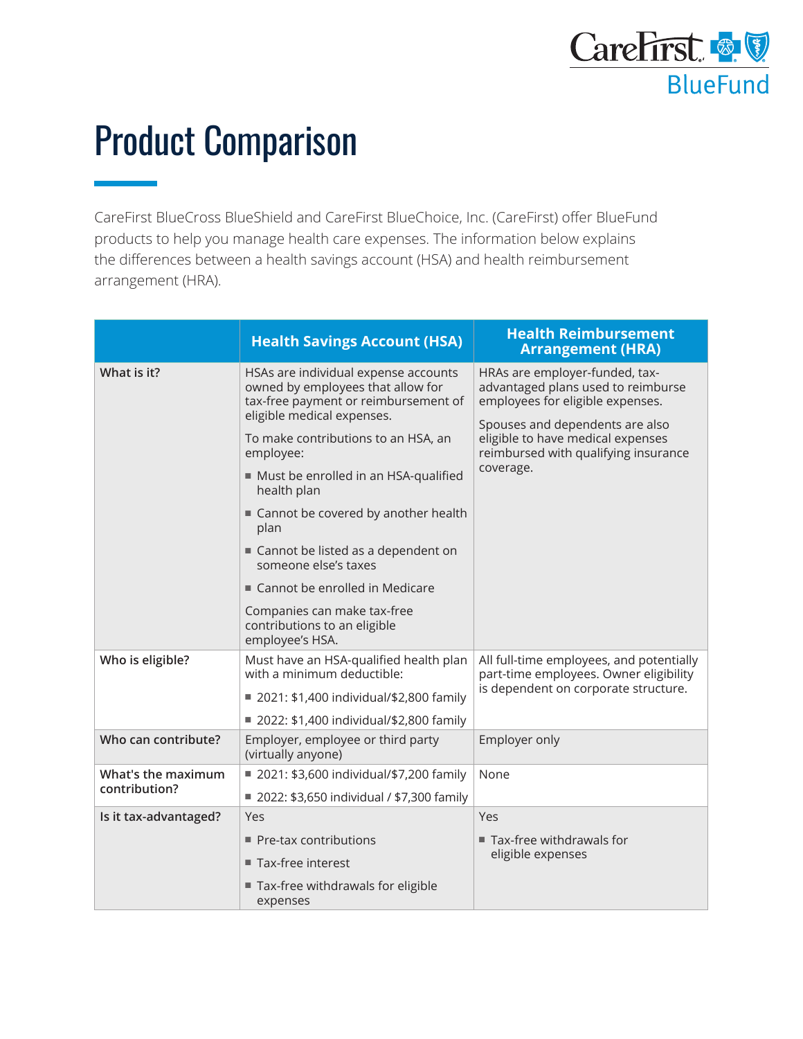# Product Comparison

CareFirst BlueCross BlueShield and CareFirst BlueChoice, Inc. (CareFirst) offer BlueFund products to help you manage health care expenses. The information below explains the differences between a health savings account (HSA) and health reimbursement arrangement (HRA).

| | Health Savings Account (HSA) | Health Reimbursement Arrangement (HRA) |
|---|---|---|
| **What is it?** | HSAs are individual expense accounts owned by employees that allow for tax-free payment or reimbursement of eligible medical expenses.<br><br>To make contributions to an HSA, an employee:<br>■ Must be enrolled in an HSA-qualified health plan<br>■ Cannot be covered by another health plan<br>■ Cannot be listed as a dependent on someone else's taxes<br>■ Cannot be enrolled in Medicare<br><br>Companies can make tax-free contributions to an eligible employee's HSA. | HRAs are employer-funded, tax-advantaged plans used to reimburse employees for eligible expenses.<br><br>Spouses and dependents are also eligible to have medical expenses reimbursed with qualifying insurance coverage. |
| **Who is eligible?** | Must have an HSA-qualified health plan with a minimum deductible:<br>■ 2021: $1,400 individual/$2,800 family<br>■ 2022: $1,400 individual/$2,800 family | All full-time employees, and potentially part-time employees. Owner eligibility is dependent on corporate structure. |
| **Who can contribute?** | Employer, employee or third party (virtually anyone) | Employer only |
| **What's the maximum contribution?** | ■ 2021: $3,600 individual/$7,200 family<br>■ 2022: $3,650 individual / $7,300 family | None |
| **Is it tax-advantaged?** | Yes<br>■ Pre-tax contributions<br>■ Tax-free interest<br>■ Tax-free withdrawals for eligible expenses | Yes<br>■ Tax-free withdrawals for eligible expenses |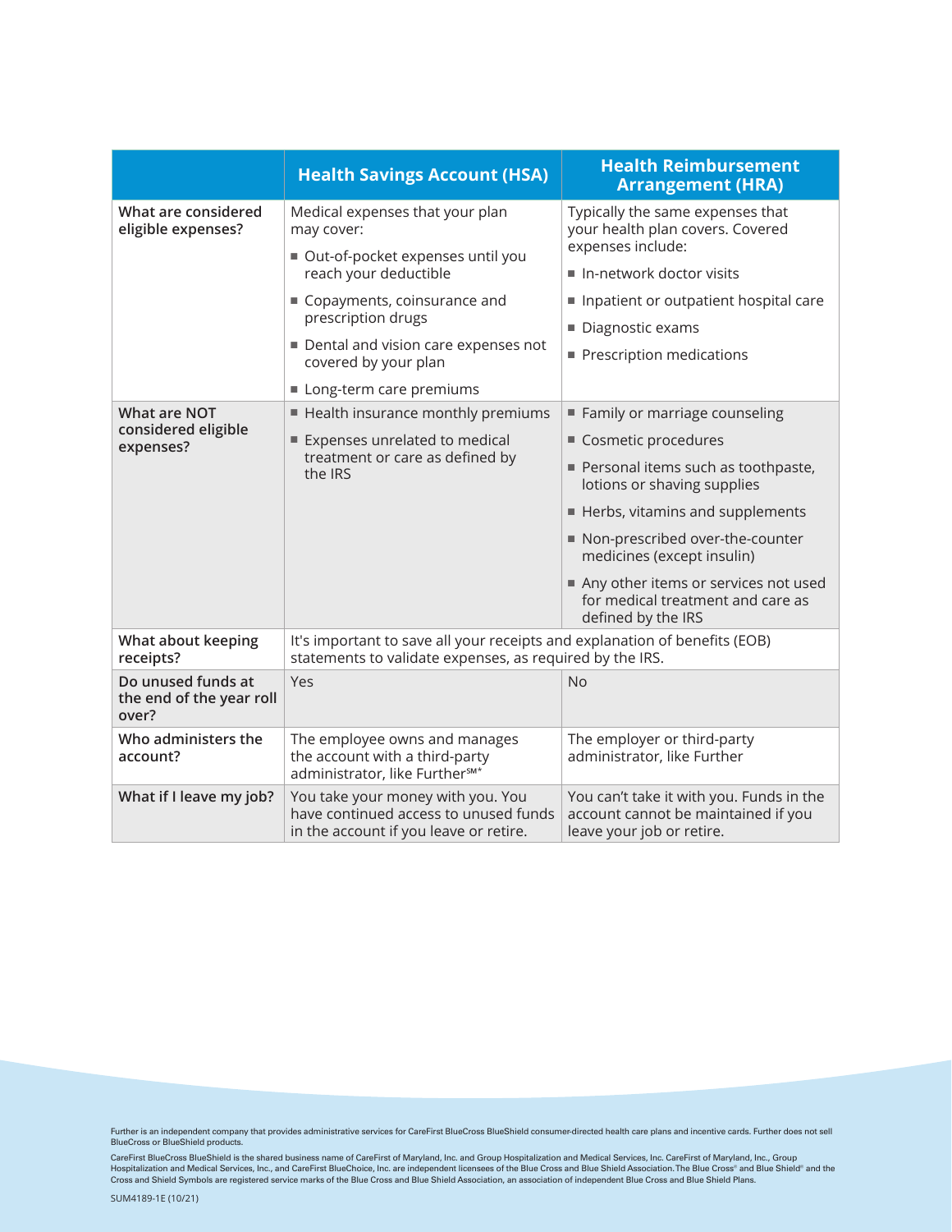| | Health Savings Account (HSA) | Health Reimbursement Arrangement (HRA) |
|---|---|---|
| **What are considered eligible expenses?** | Medical expenses that your plan may cover:<br>■ Out-of-pocket expenses until you reach your deductible<br>■ Copayments, coinsurance and prescription drugs<br>■ Dental and vision care expenses not covered by your plan<br>■ Long-term care premiums | Typically the same expenses that your health plan covers. Covered expenses include:<br>■ In-network doctor visits<br>■ Inpatient or outpatient hospital care<br>■ Diagnostic exams<br>■ Prescription medications |
| **What are NOT considered eligible expenses?** | ■ Health insurance monthly premiums<br>■ Expenses unrelated to medical treatment or care as defined by the IRS | ■ Family or marriage counseling<br>■ Cosmetic procedures<br>■ Personal items such as toothpaste, lotions or shaving supplies<br>■ Herbs, vitamins and supplements<br>■ Non-prescribed over-the-counter medicines (except insulin)<br>■ Any other items or services not used for medical treatment and care as defined by the IRS |
| **What about keeping receipts?** | It's important to save all your receipts and explanation of benefits (EOB) statements to validate expenses, as required by the IRS. | |
| **Do unused funds at the end of the year roll over?** | Yes | No |
| **Who administers the account?** | The employee owns and manages the account with a third-party administrator, like Further℠* | The employer or third-party administrator, like Further |
| **What if I leave my job?** | You take your money with you. You have continued access to unused funds in the account if you leave or retire. | You can't take it with you. Funds in the account cannot be maintained if you leave your job or retire. |

Further is an independent company that provides administrative services for CareFirst BlueCross BlueShield consumer-directed health care plans and incentive cards. Further does not sell BlueCross or BlueShield products.

CareFirst BlueCross BlueShield is the shared business name of CareFirst of Maryland, Inc. and Group Hospitalization and Medical Services, Inc. CareFirst of Maryland, Inc., Group Hospitalization and Medical Services, Inc., and CareFirst BlueChoice, Inc. are independent licensees of the Blue Cross and Blue Shield Association. The Blue Cross® and Blue Shield® and the Cross and Shield Symbols are registered service marks of the Blue Cross and Blue Shield Association, an association of independent Blue Cross and Blue Shield Plans.

SUM4189-1E (10/21)